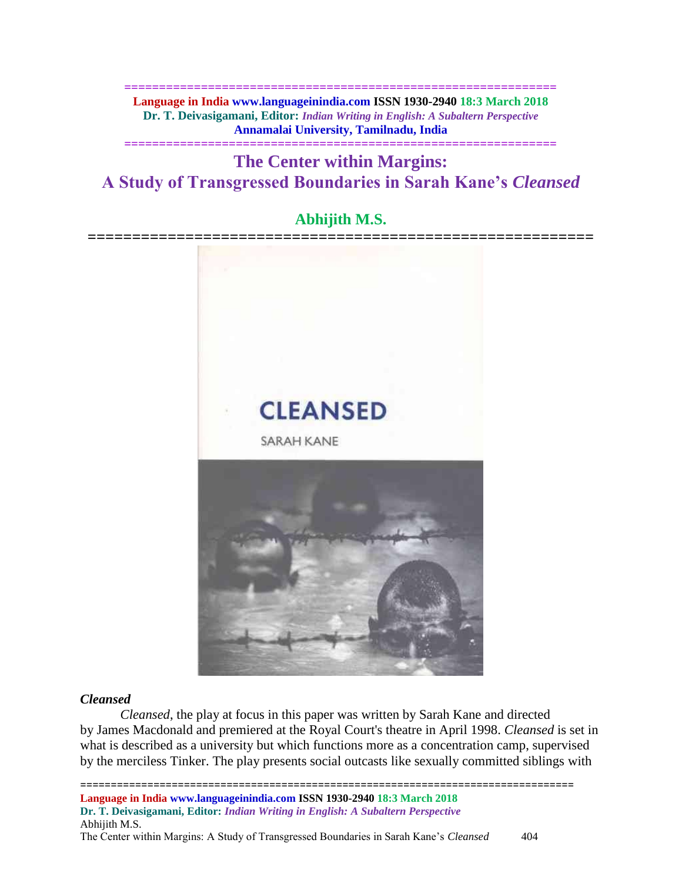# The Center within Margins:
# A Study of Transgressed Boundaries in Sarah Kane's *Cleansed*

## Abhijith M.S.

### *Cleansed*

*Cleansed*, the play at focus in this paper was written by Sarah Kane and directed by James Macdonald and premiered at the Royal Court's theatre in April 1998. *Cleansed* is set in what is described as a university but which functions more as a concentration camp, supervised by the merciless Tinker. The play presents social outcasts like sexually committed siblings with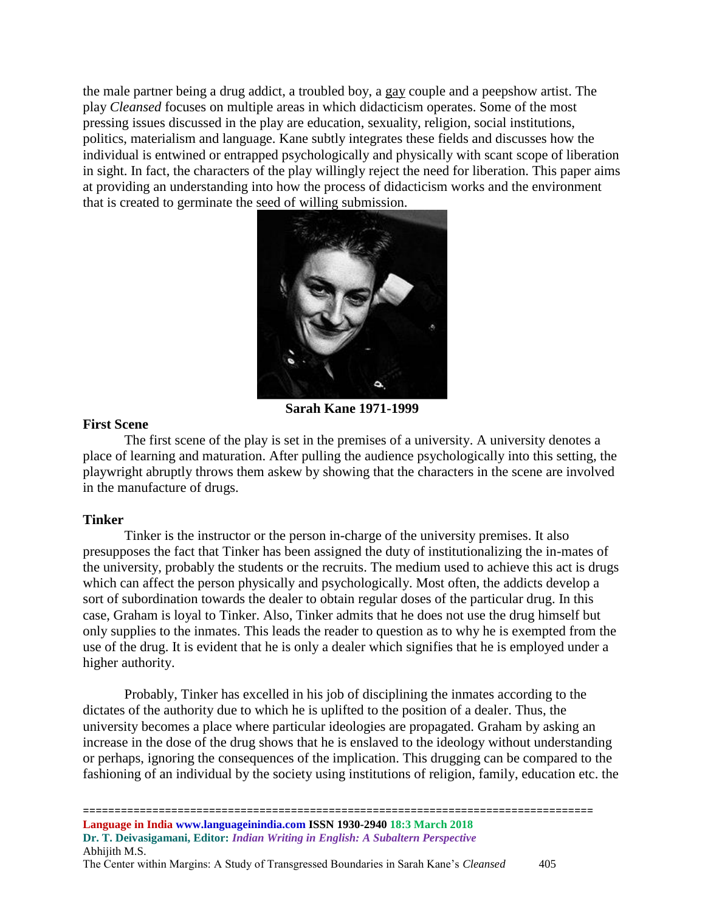the male partner being a drug addict, a troubled boy, a gay couple and a peepshow artist. The play *Cleansed* focuses on multiple areas in which didacticism operates. Some of the most pressing issues discussed in the play are education, sexuality, religion, social institutions, politics, materialism and language. Kane subtly integrates these fields and discusses how the individual is entwined or entrapped psychologically and physically with scant scope of liberation in sight. In fact, the characters of the play willingly reject the need for liberation. This paper aims at providing an understanding into how the process of didacticism works and the environment that is created to germinate the seed of willing submission.

**Sarah Kane 1971-1999**

### First Scene

The first scene of the play is set in the premises of a university. A university denotes a place of learning and maturation. After pulling the audience psychologically into this setting, the playwright abruptly throws them askew by showing that the characters in the scene are involved in the manufacture of drugs.

### Tinker

Tinker is the instructor or the person in-charge of the university premises. It also presupposes the fact that Tinker has been assigned the duty of institutionalizing the in-mates of the university, probably the students or the recruits. The medium used to achieve this act is drugs which can affect the person physically and psychologically. Most often, the addicts develop a sort of subordination towards the dealer to obtain regular doses of the particular drug. In this case, Graham is loyal to Tinker. Also, Tinker admits that he does not use the drug himself but only supplies to the inmates. This leads the reader to question as to why he is exempted from the use of the drug. It is evident that he is only a dealer which signifies that he is employed under a higher authority.

Probably, Tinker has excelled in his job of disciplining the inmates according to the dictates of the authority due to which he is uplifted to the position of a dealer. Thus, the university becomes a place where particular ideologies are propagated. Graham by asking an increase in the dose of the drug shows that he is enslaved to the ideology without understanding or perhaps, ignoring the consequences of the implication. This drugging can be compared to the fashioning of an individual by the society using institutions of religion, family, education etc. the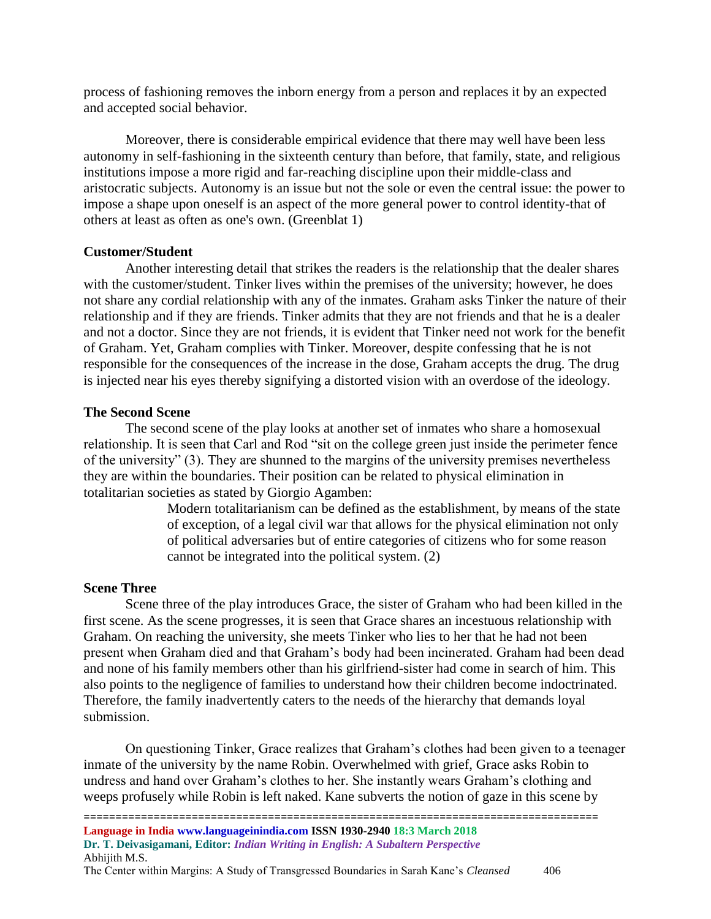process of fashioning removes the inborn energy from a person and replaces it by an expected and accepted social behavior.

Moreover, there is considerable empirical evidence that there may well have been less autonomy in self-fashioning in the sixteenth century than before, that family, state, and religious institutions impose a more rigid and far-reaching discipline upon their middle-class and aristocratic subjects. Autonomy is an issue but not the sole or even the central issue: the power to impose a shape upon oneself is an aspect of the more general power to control identity-that of others at least as often as one's own. (Greenblat 1)

### Customer/Student

Another interesting detail that strikes the readers is the relationship that the dealer shares with the customer/student. Tinker lives within the premises of the university; however, he does not share any cordial relationship with any of the inmates. Graham asks Tinker the nature of their relationship and if they are friends. Tinker admits that they are not friends and that he is a dealer and not a doctor. Since they are not friends, it is evident that Tinker need not work for the benefit of Graham. Yet, Graham complies with Tinker. Moreover, despite confessing that he is not responsible for the consequences of the increase in the dose, Graham accepts the drug. The drug is injected near his eyes thereby signifying a distorted vision with an overdose of the ideology.

### The Second Scene

The second scene of the play looks at another set of inmates who share a homosexual relationship. It is seen that Carl and Rod "sit on the college green just inside the perimeter fence of the university" (3). They are shunned to the margins of the university premises nevertheless they are within the boundaries. Their position can be related to physical elimination in totalitarian societies as stated by Giorgio Agamben:

> Modern totalitarianism can be defined as the establishment, by means of the state of exception, of a legal civil war that allows for the physical elimination not only of political adversaries but of entire categories of citizens who for some reason cannot be integrated into the political system. (2)

### Scene Three

Scene three of the play introduces Grace, the sister of Graham who had been killed in the first scene. As the scene progresses, it is seen that Grace shares an incestuous relationship with Graham. On reaching the university, she meets Tinker who lies to her that he had not been present when Graham died and that Graham's body had been incinerated. Graham had been dead and none of his family members other than his girlfriend-sister had come in search of him. This also points to the negligence of families to understand how their children become indoctrinated. Therefore, the family inadvertently caters to the needs of the hierarchy that demands loyal submission.

On questioning Tinker, Grace realizes that Graham's clothes had been given to a teenager inmate of the university by the name Robin. Overwhelmed with grief, Grace asks Robin to undress and hand over Graham's clothes to her. She instantly wears Graham's clothing and weeps profusely while Robin is left naked. Kane subverts the notion of gaze in this scene by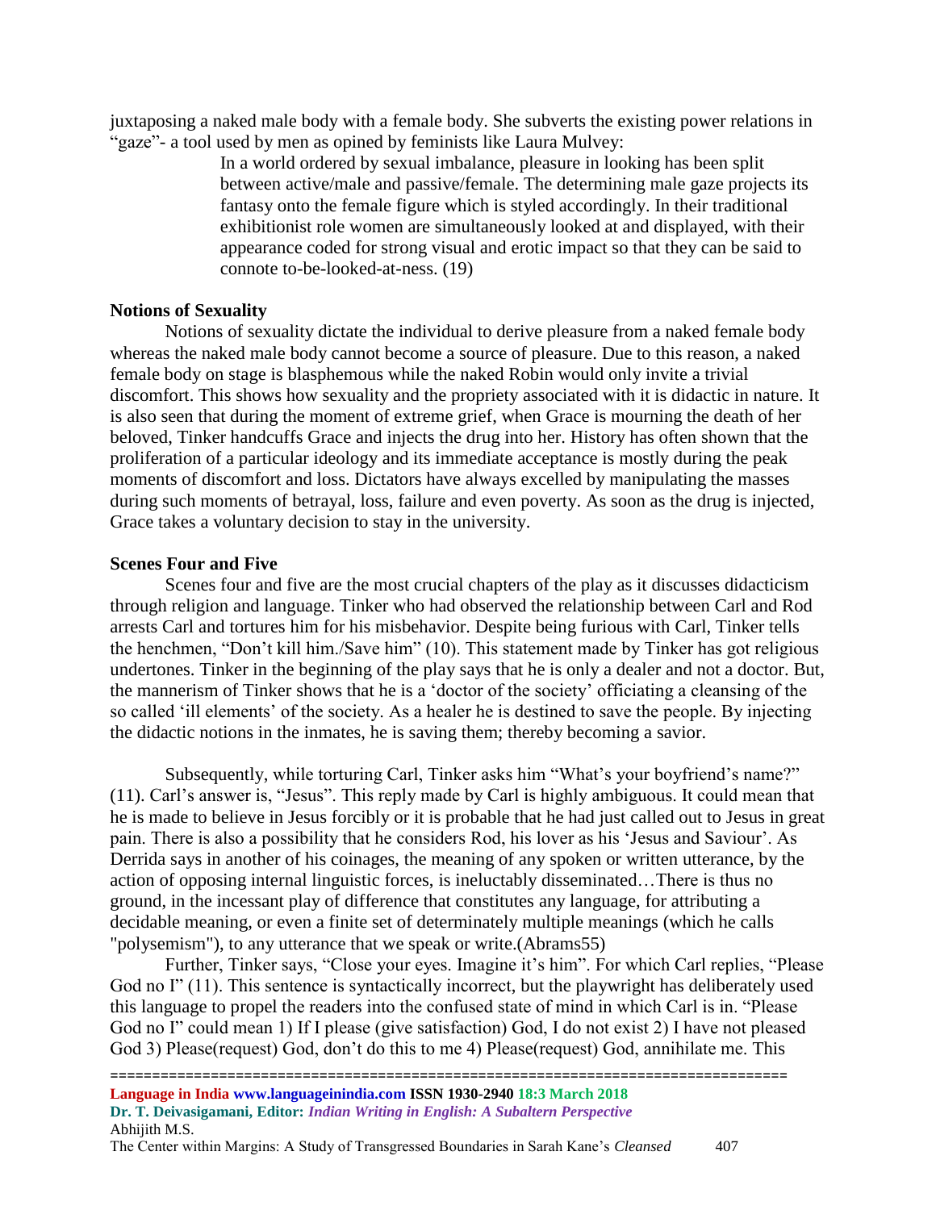juxtaposing a naked male body with a female body. She subverts the existing power relations in "gaze"- a tool used by men as opined by feminists like Laura Mulvey:

> In a world ordered by sexual imbalance, pleasure in looking has been split between active/male and passive/female. The determining male gaze projects its fantasy onto the female figure which is styled accordingly. In their traditional exhibitionist role women are simultaneously looked at and displayed, with their appearance coded for strong visual and erotic impact so that they can be said to connote to-be-looked-at-ness. (19)

### Notions of Sexuality

Notions of sexuality dictate the individual to derive pleasure from a naked female body whereas the naked male body cannot become a source of pleasure. Due to this reason, a naked female body on stage is blasphemous while the naked Robin would only invite a trivial discomfort. This shows how sexuality and the propriety associated with it is didactic in nature. It is also seen that during the moment of extreme grief, when Grace is mourning the death of her beloved, Tinker handcuffs Grace and injects the drug into her. History has often shown that the proliferation of a particular ideology and its immediate acceptance is mostly during the peak moments of discomfort and loss. Dictators have always excelled by manipulating the masses during such moments of betrayal, loss, failure and even poverty. As soon as the drug is injected, Grace takes a voluntary decision to stay in the university.

### Scenes Four and Five

Scenes four and five are the most crucial chapters of the play as it discusses didacticism through religion and language. Tinker who had observed the relationship between Carl and Rod arrests Carl and tortures him for his misbehavior. Despite being furious with Carl, Tinker tells the henchmen, "Don't kill him./Save him" (10). This statement made by Tinker has got religious undertones. Tinker in the beginning of the play says that he is only a dealer and not a doctor. But, the mannerism of Tinker shows that he is a 'doctor of the society' officiating a cleansing of the so called 'ill elements' of the society. As a healer he is destined to save the people. By injecting the didactic notions in the inmates, he is saving them; thereby becoming a savior.

Subsequently, while torturing Carl, Tinker asks him "What's your boyfriend's name?" (11). Carl's answer is, "Jesus". This reply made by Carl is highly ambiguous. It could mean that he is made to believe in Jesus forcibly or it is probable that he had just called out to Jesus in great pain. There is also a possibility that he considers Rod, his lover as his 'Jesus and Saviour'. As Derrida says in another of his coinages, the meaning of any spoken or written utterance, by the action of opposing internal linguistic forces, is ineluctably disseminated…There is thus no ground, in the incessant play of difference that constitutes any language, for attributing a decidable meaning, or even a finite set of determinately multiple meanings (which he calls "polysemism"), to any utterance that we speak or write.(Abrams55)

Further, Tinker says, "Close your eyes. Imagine it's him". For which Carl replies, "Please God no I" (11). This sentence is syntactically incorrect, but the playwright has deliberately used this language to propel the readers into the confused state of mind in which Carl is in. "Please God no I" could mean 1) If I please (give satisfaction) God, I do not exist 2) I have not pleased God 3) Please(request) God, don't do this to me 4) Please(request) God, annihilate me. This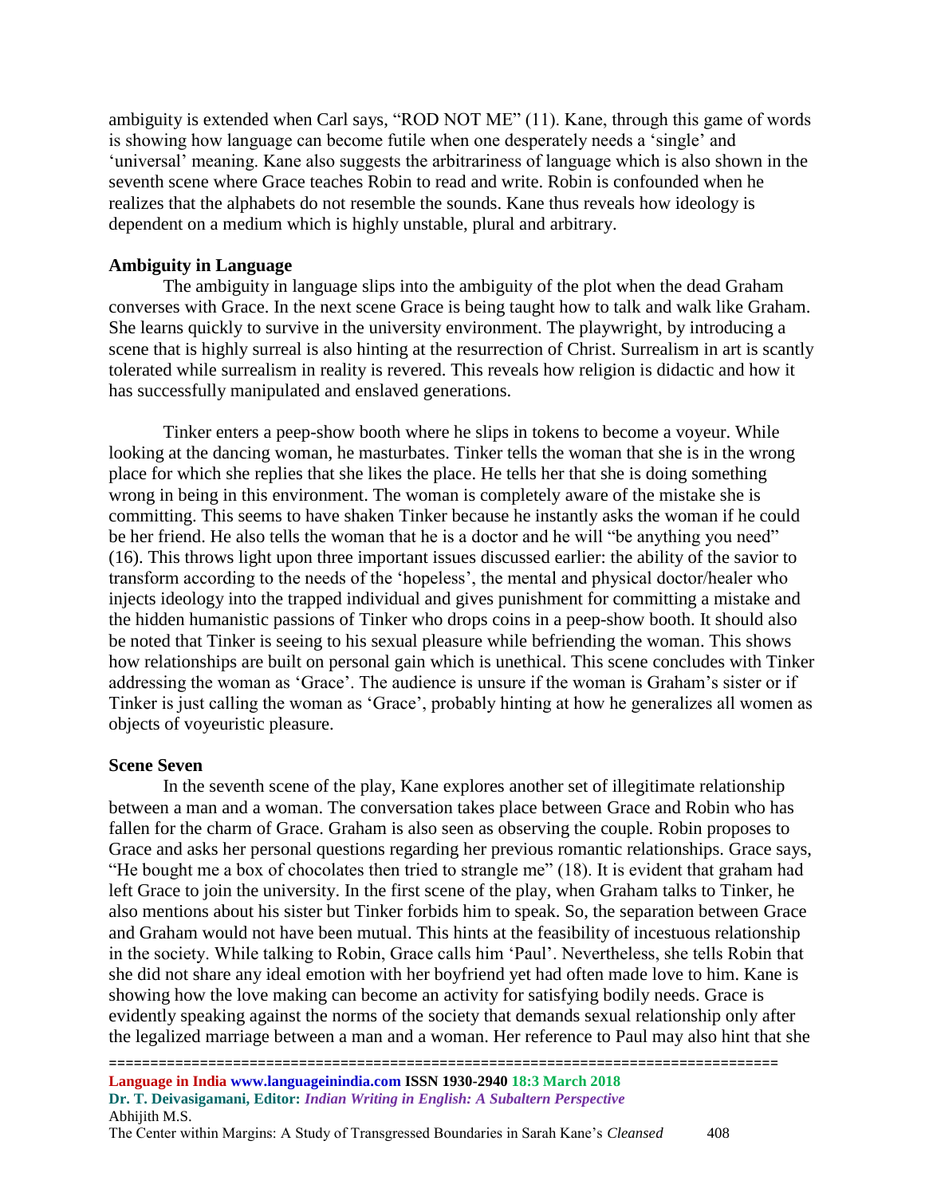ambiguity is extended when Carl says, "ROD NOT ME" (11). Kane, through this game of words is showing how language can become futile when one desperately needs a 'single' and 'universal' meaning. Kane also suggests the arbitrariness of language which is also shown in the seventh scene where Grace teaches Robin to read and write. Robin is confounded when he realizes that the alphabets do not resemble the sounds. Kane thus reveals how ideology is dependent on a medium which is highly unstable, plural and arbitrary.

**Ambiguity in Language**

The ambiguity in language slips into the ambiguity of the plot when the dead Graham converses with Grace. In the next scene Grace is being taught how to talk and walk like Graham. She learns quickly to survive in the university environment. The playwright, by introducing a scene that is highly surreal is also hinting at the resurrection of Christ. Surrealism in art is scantly tolerated while surrealism in reality is revered. This reveals how religion is didactic and how it has successfully manipulated and enslaved generations.

Tinker enters a peep-show booth where he slips in tokens to become a voyeur. While looking at the dancing woman, he masturbates. Tinker tells the woman that she is in the wrong place for which she replies that she likes the place. He tells her that she is doing something wrong in being in this environment. The woman is completely aware of the mistake she is committing. This seems to have shaken Tinker because he instantly asks the woman if he could be her friend. He also tells the woman that he is a doctor and he will "be anything you need" (16). This throws light upon three important issues discussed earlier: the ability of the savior to transform according to the needs of the 'hopeless', the mental and physical doctor/healer who injects ideology into the trapped individual and gives punishment for committing a mistake and the hidden humanistic passions of Tinker who drops coins in a peep-show booth. It should also be noted that Tinker is seeing to his sexual pleasure while befriending the woman. This shows how relationships are built on personal gain which is unethical. This scene concludes with Tinker addressing the woman as 'Grace'. The audience is unsure if the woman is Graham's sister or if Tinker is just calling the woman as 'Grace', probably hinting at how he generalizes all women as objects of voyeuristic pleasure.

**Scene Seven**

In the seventh scene of the play, Kane explores another set of illegitimate relationship between a man and a woman. The conversation takes place between Grace and Robin who has fallen for the charm of Grace. Graham is also seen as observing the couple. Robin proposes to Grace and asks her personal questions regarding her previous romantic relationships. Grace says, "He bought me a box of chocolates then tried to strangle me" (18). It is evident that graham had left Grace to join the university. In the first scene of the play, when Graham talks to Tinker, he also mentions about his sister but Tinker forbids him to speak. So, the separation between Grace and Graham would not have been mutual. This hints at the feasibility of incestuous relationship in the society. While talking to Robin, Grace calls him 'Paul'. Nevertheless, she tells Robin that she did not share any ideal emotion with her boyfriend yet had often made love to him. Kane is showing how the love making can become an activity for satisfying bodily needs. Grace is evidently speaking against the norms of the society that demands sexual relationship only after the legalized marriage between a man and a woman. Her reference to Paul may also hint that she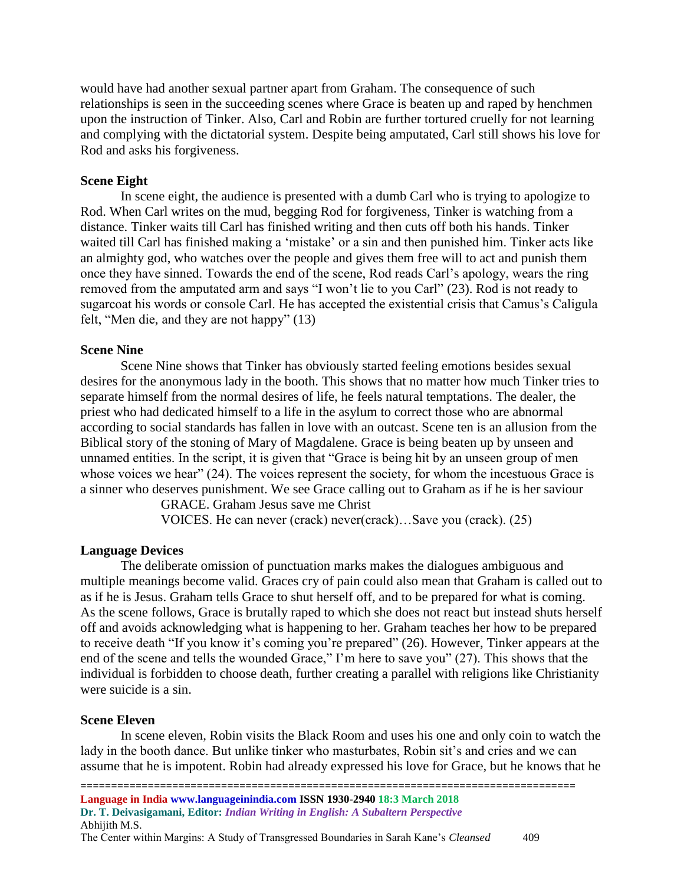would have had another sexual partner apart from Graham. The consequence of such relationships is seen in the succeeding scenes where Grace is beaten up and raped by henchmen upon the instruction of Tinker. Also, Carl and Robin are further tortured cruelly for not learning and complying with the dictatorial system. Despite being amputated, Carl still shows his love for Rod and asks his forgiveness.

### Scene Eight

In scene eight, the audience is presented with a dumb Carl who is trying to apologize to Rod. When Carl writes on the mud, begging Rod for forgiveness, Tinker is watching from a distance. Tinker waits till Carl has finished writing and then cuts off both his hands. Tinker waited till Carl has finished making a 'mistake' or a sin and then punished him. Tinker acts like an almighty god, who watches over the people and gives them free will to act and punish them once they have sinned. Towards the end of the scene, Rod reads Carl's apology, wears the ring removed from the amputated arm and says "I won't lie to you Carl" (23). Rod is not ready to sugarcoat his words or console Carl. He has accepted the existential crisis that Camus's Caligula felt, "Men die, and they are not happy" (13)

### Scene Nine

Scene Nine shows that Tinker has obviously started feeling emotions besides sexual desires for the anonymous lady in the booth. This shows that no matter how much Tinker tries to separate himself from the normal desires of life, he feels natural temptations. The dealer, the priest who had dedicated himself to a life in the asylum to correct those who are abnormal according to social standards has fallen in love with an outcast. Scene ten is an allusion from the Biblical story of the stoning of Mary of Magdalene. Grace is being beaten up by unseen and unnamed entities. In the script, it is given that "Grace is being hit by an unseen group of men whose voices we hear" (24). The voices represent the society, for whom the incestuous Grace is a sinner who deserves punishment. We see Grace calling out to Graham as if he is her saviour

> GRACE. Graham Jesus save me Christ
>
> VOICES. He can never (crack) never(crack)…Save you (crack). (25)

### Language Devices

The deliberate omission of punctuation marks makes the dialogues ambiguous and multiple meanings become valid. Graces cry of pain could also mean that Graham is called out to as if he is Jesus. Graham tells Grace to shut herself off, and to be prepared for what is coming. As the scene follows, Grace is brutally raped to which she does not react but instead shuts herself off and avoids acknowledging what is happening to her. Graham teaches her how to be prepared to receive death "If you know it's coming you're prepared" (26). However, Tinker appears at the end of the scene and tells the wounded Grace," I'm here to save you" (27). This shows that the individual is forbidden to choose death, further creating a parallel with religions like Christianity were suicide is a sin.

### Scene Eleven

In scene eleven, Robin visits the Black Room and uses his one and only coin to watch the lady in the booth dance. But unlike tinker who masturbates, Robin sit's and cries and we can assume that he is impotent. Robin had already expressed his love for Grace, but he knows that he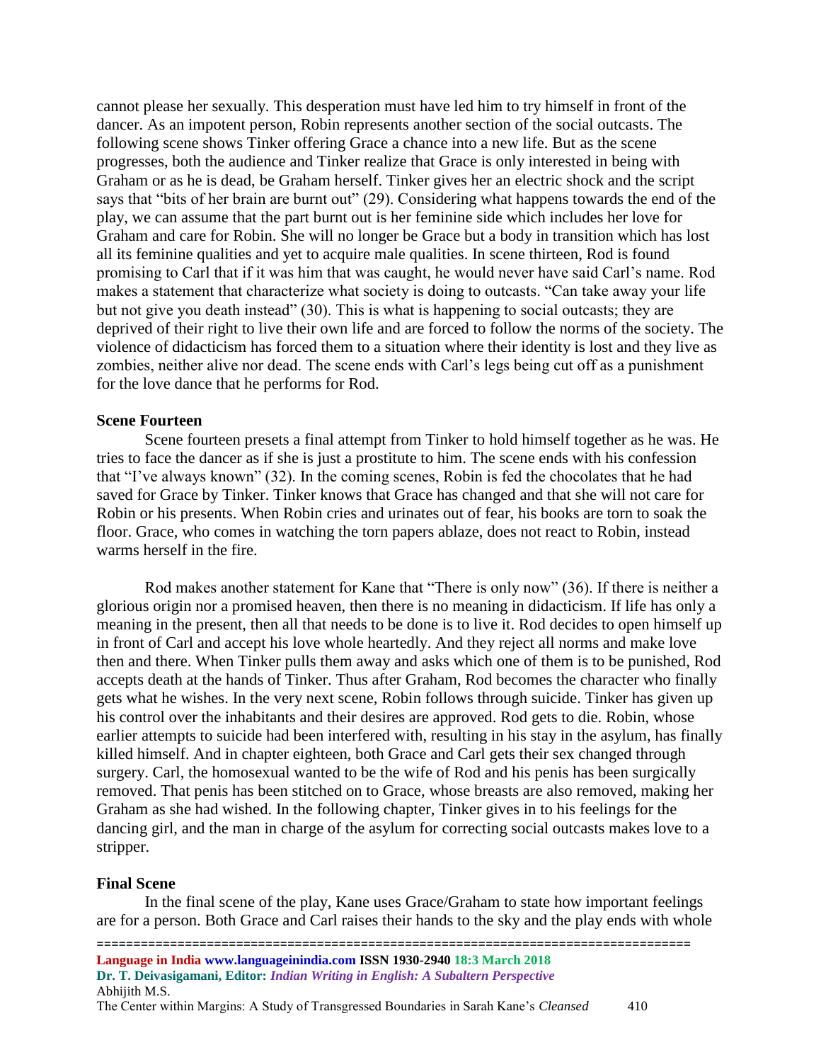cannot please her sexually. This desperation must have led him to try himself in front of the dancer. As an impotent person, Robin represents another section of the social outcasts. The following scene shows Tinker offering Grace a chance into a new life. But as the scene progresses, both the audience and Tinker realize that Grace is only interested in being with Graham or as he is dead, be Graham herself. Tinker gives her an electric shock and the script says that "bits of her brain are burnt out" (29). Considering what happens towards the end of the play, we can assume that the part burnt out is her feminine side which includes her love for Graham and care for Robin. She will no longer be Grace but a body in transition which has lost all its feminine qualities and yet to acquire male qualities. In scene thirteen, Rod is found promising to Carl that if it was him that was caught, he would never have said Carl's name. Rod makes a statement that characterize what society is doing to outcasts. "Can take away your life but not give you death instead" (30). This is what is happening to social outcasts; they are deprived of their right to live their own life and are forced to follow the norms of the society. The violence of didacticism has forced them to a situation where their identity is lost and they live as zombies, neither alive nor dead. The scene ends with Carl's legs being cut off as a punishment for the love dance that he performs for Rod.

### Scene Fourteen

Scene fourteen presets a final attempt from Tinker to hold himself together as he was. He tries to face the dancer as if she is just a prostitute to him. The scene ends with his confession that "I've always known" (32). In the coming scenes, Robin is fed the chocolates that he had saved for Grace by Tinker. Tinker knows that Grace has changed and that she will not care for Robin or his presents. When Robin cries and urinates out of fear, his books are torn to soak the floor. Grace, who comes in watching the torn papers ablaze, does not react to Robin, instead warms herself in the fire.

Rod makes another statement for Kane that "There is only now" (36). If there is neither a glorious origin nor a promised heaven, then there is no meaning in didacticism. If life has only a meaning in the present, then all that needs to be done is to live it. Rod decides to open himself up in front of Carl and accept his love whole heartedly. And they reject all norms and make love then and there. When Tinker pulls them away and asks which one of them is to be punished, Rod accepts death at the hands of Tinker. Thus after Graham, Rod becomes the character who finally gets what he wishes. In the very next scene, Robin follows through suicide. Tinker has given up his control over the inhabitants and their desires are approved. Rod gets to die. Robin, whose earlier attempts to suicide had been interfered with, resulting in his stay in the asylum, has finally killed himself. And in chapter eighteen, both Grace and Carl gets their sex changed through surgery. Carl, the homosexual wanted to be the wife of Rod and his penis has been surgically removed. That penis has been stitched on to Grace, whose breasts are also removed, making her Graham as she had wished. In the following chapter, Tinker gives in to his feelings for the dancing girl, and the man in charge of the asylum for correcting social outcasts makes love to a stripper.

### Final Scene

In the final scene of the play, Kane uses Grace/Graham to state how important feelings are for a person. Both Grace and Carl raises their hands to the sky and the play ends with whole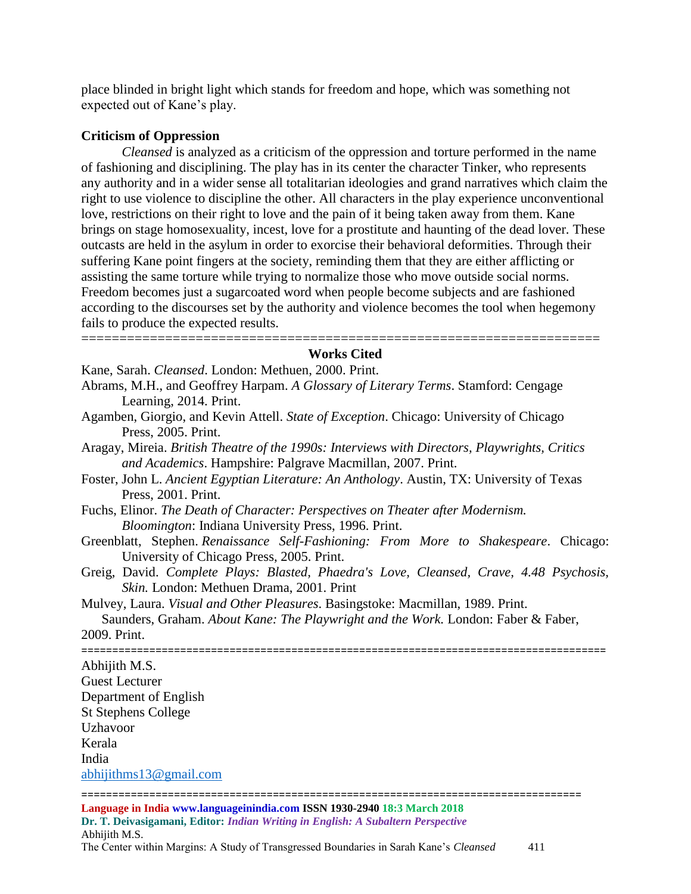place blinded in bright light which stands for freedom and hope, which was something not expected out of Kane's play.

**Criticism of Oppression**

*Cleansed* is analyzed as a criticism of the oppression and torture performed in the name of fashioning and disciplining. The play has in its center the character Tinker, who represents any authority and in a wider sense all totalitarian ideologies and grand narratives which claim the right to use violence to discipline the other. All characters in the play experience unconventional love, restrictions on their right to love and the pain of it being taken away from them. Kane brings on stage homosexuality, incest, love for a prostitute and haunting of the dead lover. These outcasts are held in the asylum in order to exorcise their behavioral deformities. Through their suffering Kane point fingers at the society, reminding them that they are either afflicting or assisting the same torture while trying to normalize those who move outside social norms. Freedom becomes just a sugarcoated word when people become subjects and are fashioned according to the discourses set by the authority and violence becomes the tool when hegemony fails to produce the expected results.

===================================================================

**Works Cited**

Kane, Sarah. *Cleansed*. London: Methuen, 2000. Print.

Abrams, M.H., and Geoffrey Harpam. *A Glossary of Literary Terms*. Stamford: Cengage Learning, 2014. Print.

Agamben, Giorgio, and Kevin Attell. *State of Exception*. Chicago: University of Chicago Press, 2005. Print.

Aragay, Mireia. *British Theatre of the 1990s: Interviews with Directors, Playwrights, Critics and Academics*. Hampshire: Palgrave Macmillan, 2007. Print.

Foster, John L. *Ancient Egyptian Literature: An Anthology*. Austin, TX: University of Texas Press, 2001. Print.

Fuchs, Elinor. *The Death of Character: Perspectives on Theater after Modernism. Bloomington*: Indiana University Press, 1996. Print.

Greenblatt, Stephen. *Renaissance Self-Fashioning: From More to Shakespeare*. Chicago: University of Chicago Press, 2005. Print.

Greig, David. *Complete Plays: Blasted, Phaedra's Love, Cleansed, Crave, 4.48 Psychosis, Skin.* London: Methuen Drama, 2001. Print

Mulvey, Laura. *Visual and Other Pleasures*. Basingstoke: Macmillan, 1989. Print.

Saunders, Graham. *About Kane: The Playwright and the Work.* London: Faber & Faber, 2009. Print.

===================================================================

Abhijith M.S.
Guest Lecturer
Department of English
St Stephens College
Uzhavoor
Kerala
India
abhijithms13@gmail.com